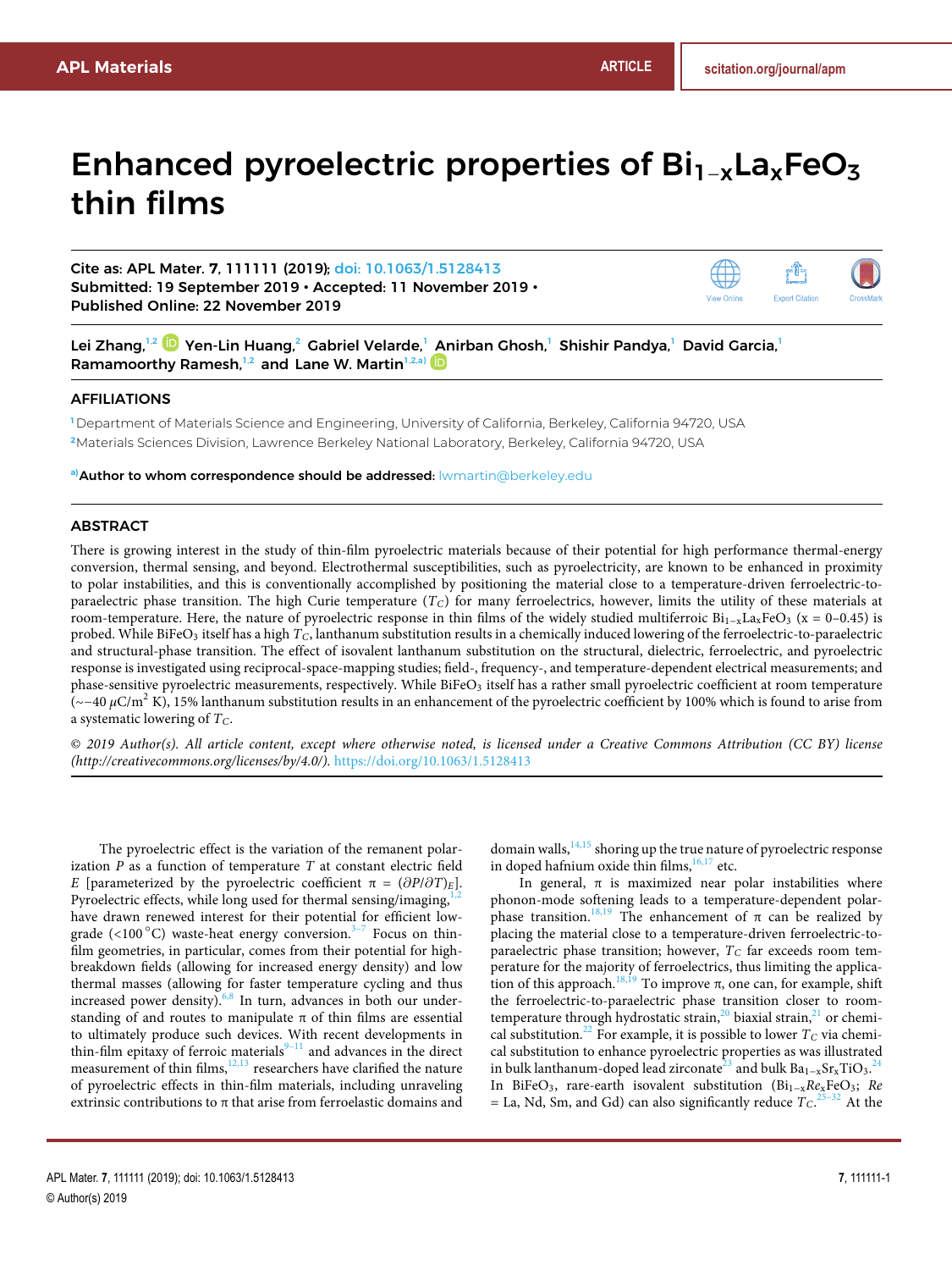# Enhanced pyroelectric properties of $Bi_{1-x}La_xFeO_3$ thin films

Cite as: APL Mater. **7**, 111111 (2019); doi: 10.1063/1.5128413
Submitted: 19 September 2019 • Accepted: 11 November 2019 •
Published Online: 22 November 2019

Lei Zhang,[1,2] Yen-Lin Huang,[2] Gabriel Velarde,[1] Anirban Ghosh,[1] Shishir Pandya,[1] David Garcia,[1] Ramamoorthy Ramesh,[1,2] and Lane W. Martin[1,2,a)]

## AFFILIATIONS

[1] Department of Materials Science and Engineering, University of California, Berkeley, California 94720, USA
[2] Materials Sciences Division, Lawrence Berkeley National Laboratory, Berkeley, California 94720, USA

[a)] **Author to whom correspondence should be addressed:** lwmartin@berkeley.edu

## ABSTRACT

There is growing interest in the study of thin-film pyroelectric materials because of their potential for high performance thermal-energy conversion, thermal sensing, and beyond. Electrothermal susceptibilities, such as pyroelectricity, are known to be enhanced in proximity to polar instabilities, and this is conventionally accomplished by positioning the material close to a temperature-driven ferroelectric-to-paraelectric phase transition. The high Curie temperature ($T_C$) for many ferroelectrics, however, limits the utility of these materials at room-temperature. Here, the nature of pyroelectric response in thin films of the widely studied multiferroic $Bi_{1-x}La_xFeO_3$ ($x$ = 0–0.45) is probed. While $BiFeO_3$ itself has a high $T_C$, lanthanum substitution results in a chemically induced lowering of the ferroelectric-to-paraelectric and structural-phase transition. The effect of isovalent lanthanum substitution on the structural, dielectric, ferroelectric, and pyroelectric response is investigated using reciprocal-space-mapping studies; field-, frequency-, and temperature-dependent electrical measurements; and phase-sensitive pyroelectric measurements, respectively. While $BiFeO_3$ itself has a rather small pyroelectric coefficient at room temperature ($\sim-40\ \mu C/m^2$ K), 15% lanthanum substitution results in an enhancement of the pyroelectric coefficient by 100% which is found to arise from a systematic lowering of $T_C$.

*© 2019 Author(s). All article content, except where otherwise noted, is licensed under a Creative Commons Attribution (CC BY) license (http://creativecommons.org/licenses/by/4.0/).* https://doi.org/10.1063/1.5128413

The pyroelectric effect is the variation of the remanent polarization $P$ as a function of temperature $T$ at constant electric field $E$ [parameterized by the pyroelectric coefficient $\pi = (\partial P/\partial T)_E$]. Pyroelectric effects, while long used for thermal sensing/imaging,[1,2] have drawn renewed interest for their potential for efficient low-grade (<100 °C) waste-heat energy conversion.[3–7] Focus on thin-film geometries, in particular, comes from their potential for high-breakdown fields (allowing for increased energy density) and low thermal masses (allowing for faster temperature cycling and thus increased power density).[6,8] In turn, advances in both our understanding of and routes to manipulate $\pi$ of thin films are essential to ultimately produce such devices. With recent developments in thin-film epitaxy of ferroic materials[9–11] and advances in the direct measurement of thin films,[12,13] researchers have clarified the nature of pyroelectric effects in thin-film materials, including unraveling extrinsic contributions to $\pi$ that arise from ferroelastic domains and domain walls,[14,15] shoring up the true nature of pyroelectric response in doped hafnium oxide thin films,[16,17] etc.

In general, $\pi$ is maximized near polar instabilities where phonon-mode softening leads to a temperature-dependent polar-phase transition.[18,19] The enhancement of $\pi$ can be realized by placing the material close to a temperature-driven ferroelectric-to-paraelectric phase transition; however, $T_C$ far exceeds room temperature for the majority of ferroelectrics, thus limiting the application of this approach.[18,19] To improve $\pi$, one can, for example, shift the ferroelectric-to-paraelectric phase transition closer to room-temperature through hydrostatic strain,[20] biaxial strain,[21] or chemical substitution.[22] For example, it is possible to lower $T_C$ via chemical substitution to enhance pyroelectric properties as was illustrated in bulk lanthanum-doped lead zirconate[23] and bulk $Ba_{1-x}Sr_xTiO_3$.[24] In $BiFeO_3$, rare-earth isovalent substitution ($Bi_{1-x}Re_xFeO_3$; $Re$ = La, Nd, Sm, and Gd) can also significantly reduce $T_C$.[25–32] At the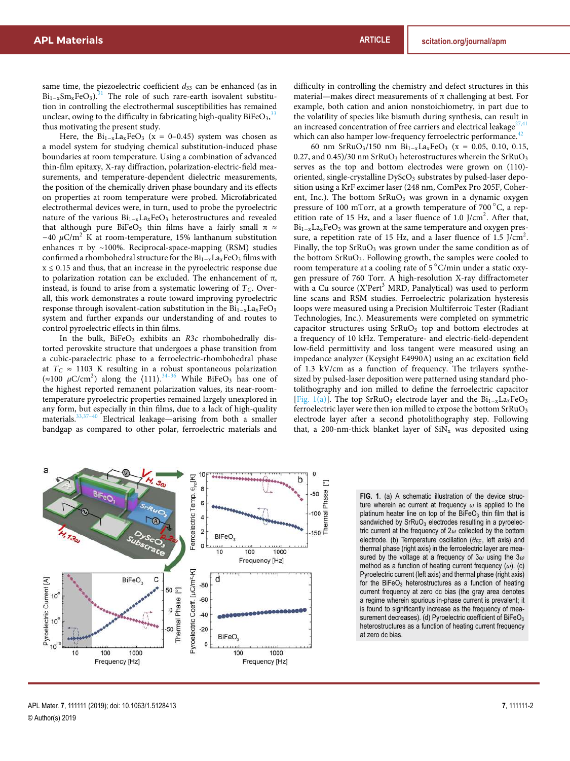same time, the piezoelectric coefficient $d_{33}$ can be enhanced (as in $Bi_{1-x}Sm_xFeO_3$).[31] The role of such rare-earth isovalent substitution in controlling the electrothermal susceptibilities has remained unclear, owing to the difficulty in fabricating high-quality $BiFeO_3$,[33] thus motivating the present study.

Here, the $Bi_{1-x}La_xFeO_3$ ($x = 0$–$0.45$) system was chosen as a model system for studying chemical substitution-induced phase boundaries at room temperature. Using a combination of advanced thin-film epitaxy, X-ray diffraction, polarization-electric-field measurements, and temperature-dependent dielectric measurements, the position of the chemically driven phase boundary and its effects on properties at room temperature were probed. Microfabricated electrothermal devices were, in turn, used to probe the pyroelectric nature of the various $Bi_{1-x}La_xFeO_3$ heterostructures and revealed that although pure $BiFeO_3$ thin films have a fairly small $\pi \approx -40\ \mu C/m^2$ K at room-temperature, 15% lanthanum substitution enhances $\pi$ by ~100%. Reciprocal-space-mapping (RSM) studies confirmed a rhombohedral structure for the $Bi_{1-x}La_xFeO_3$ films with $x \leq 0.15$ and thus, that an increase in the pyroelectric response due to polarization rotation can be excluded. The enhancement of $\pi$, instead, is found to arise from a systematic lowering of $T_C$. Overall, this work demonstrates a route toward improving pyroelectric response through isovalent-cation substitution in the $Bi_{1-x}La_xFeO_3$ system and further expands our understanding of and routes to control pyroelectric effects in thin films.

In the bulk, $BiFeO_3$ exhibits an $R3c$ rhombohedrally distorted perovskite structure that undergoes a phase transition from a cubic-paraelectric phase to a ferroelectric-rhombohedral phase at $T_C \approx 1103$ K resulting in a robust spontaneous polarization ($\approx 100\ \mu C/cm^2$) along the $\langle 111 \rangle$.[34–36] While $BiFeO_3$ has one of the highest reported remanent polarization values, its near-room-temperature pyroelectric properties remained largely unexplored in any form, but especially in thin films, due to a lack of high-quality materials.[33,37–40] Electrical leakage—arising from both a smaller bandgap as compared to other polar, ferroelectric materials and difficulty in controlling the chemistry and defect structures in this material—makes direct measurements of $\pi$ challenging at best. For example, both cation and anion nonstoichiometry, in part due to the volatility of species like bismuth during synthesis, can result in an increased concentration of free carriers and electrical leakage[27,41] which can also hamper low-frequency ferroelectric performance.[42]

60 nm $SrRuO_3$/150 nm $Bi_{1-x}La_xFeO_3$ ($x = 0.05$, 0.10, 0.15, 0.27, and 0.45)/30 nm $SrRuO_3$ heterostructures wherein the $SrRuO_3$ serves as the top and bottom electrodes were grown on (110)-oriented, single-crystalline $DyScO_3$ substrates by pulsed-laser deposition using a KrF excimer laser (248 nm, ComPex Pro 205F, Coherent, Inc.). The bottom $SrRuO_3$ was grown in a dynamic oxygen pressure of 100 mTorr, at a growth temperature of 700 °C, at a repetition rate of 15 Hz, and a laser fluence of 1.0 J/cm$^2$. After that, $Bi_{1-x}La_xFeO_3$ was grown at the same temperature and oxygen pressure, a repetition rate of 15 Hz, and a laser fluence of 1.5 J/cm$^2$. Finally, the top $SrRuO_3$ was grown under the same condition as of the bottom $SrRuO_3$. Following growth, the samples were cooled to room temperature at a cooling rate of 5 °C/min under a static oxygen pressure of 760 Torr. A high-resolution X-ray diffractometer with a Cu source (X'Pert[3] MRD, Panalytical) was used to perform line scans and RSM studies. Ferroelectric polarization hysteresis loops were measured using a Precision Multiferroic Tester (Radiant Technologies, Inc.). Measurements were completed on symmetric capacitor structures using $SrRuO_3$ top and bottom electrodes at a frequency of 10 kHz. Temperature- and electric-field-dependent low-field permittivity and loss tangent were measured using an impedance analyzer (Keysight E4990A) using an ac excitation field of 1.3 kV/cm as a function of frequency. The trilayers synthesized by pulsed-laser deposition were patterned using standard photolithography and ion milled to define the ferroelectric capacitor [Fig. 1(a)]. The top $SrRuO_3$ electrode layer and the $Bi_{1-x}La_xFeO_3$ ferroelectric layer were then ion milled to expose the bottom $SrRuO_3$ electrode layer after a second photolithography step. Following that, a 200-nm-thick blanket layer of $SiN_x$ was deposited using

**FIG. 1.** (a) A schematic illustration of the device structure wherein ac current at frequency $\omega$ is applied to the platinum heater line on top of the $BiFeO_3$ thin film that is sandwiched by $SrRuO_3$ electrodes resulting in a pyroelectric current at the frequency of $2\omega$ collected by the bottom electrode. (b) Temperature oscillation ($\theta_{FE}$, left axis) and thermal phase (right axis) in the ferroelectric layer are measured by the voltage at a frequency of $3\omega$ using the $3\omega$ method as a function of heating current frequency ($\omega$). (c) Pyroelectric current (left axis) and thermal phase (right axis) for the $BiFeO_3$ heterostructures as a function of heating current frequency at zero dc bias (the gray area denotes a regime wherein spurious in-phase current is prevalent; it is found to significantly increase as the frequency of measurement decreases). (d) Pyroelectric coefficient of $BiFeO_3$ heterostructures as a function of heating current frequency at zero dc bias.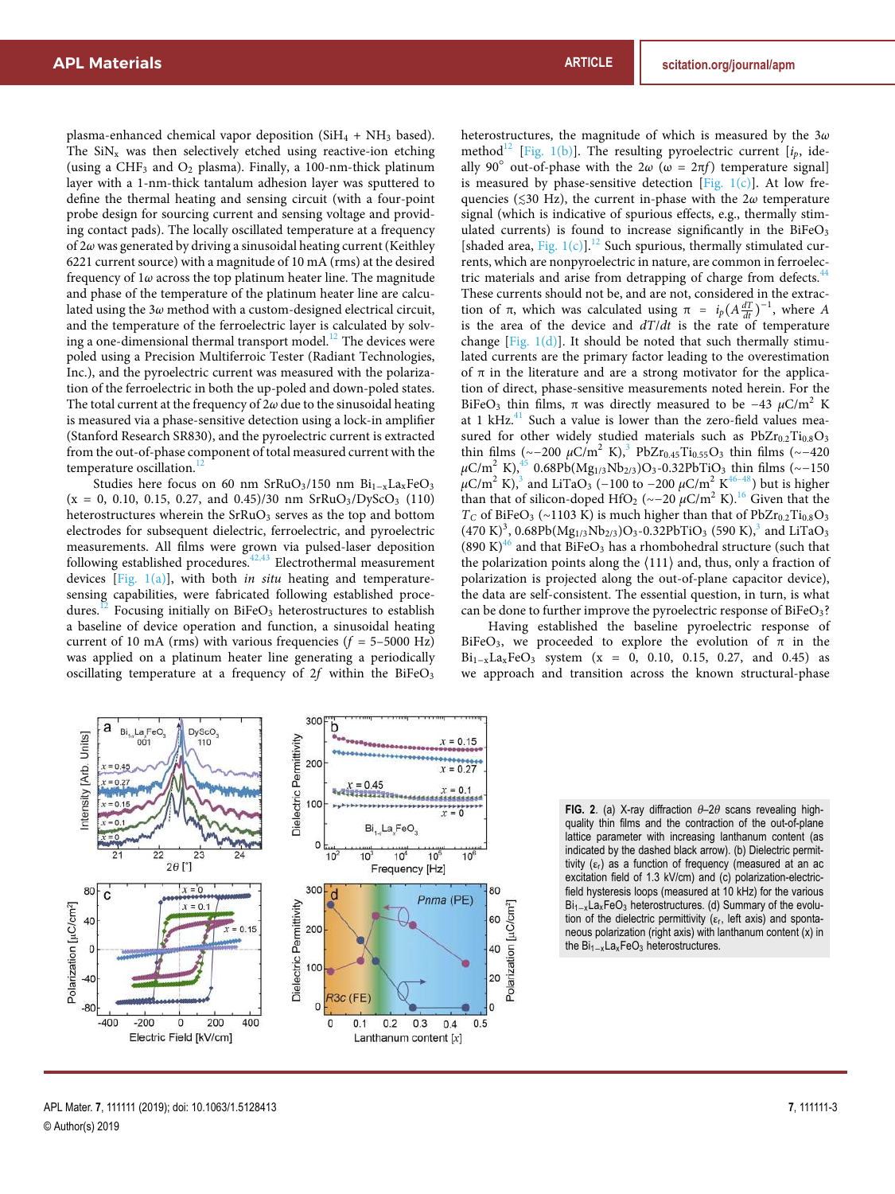plasma-enhanced chemical vapor deposition ($SiH_4$ + $NH_3$ based). The $SiN_x$ was then selectively etched using reactive-ion etching (using a $CHF_3$ and $O_2$ plasma). Finally, a 100-nm-thick platinum layer with a 1-nm-thick tantalum adhesion layer was sputtered to define the thermal heating and sensing circuit (with a four-point probe design for sourcing current and sensing voltage and providing contact pads). The locally oscillated temperature at a frequency of $2\omega$ was generated by driving a sinusoidal heating current (Keithley 6221 current source) with a magnitude of 10 mA (rms) at the desired frequency of $1\omega$ across the top platinum heater line. The magnitude and phase of the temperature of the platinum heater line are calculated using the $3\omega$ method with a custom-designed electrical circuit, and the temperature of the ferroelectric layer is calculated by solving a one-dimensional thermal transport model.[12] The devices were poled using a Precision Multiferroic Tester (Radiant Technologies, Inc.), and the pyroelectric current was measured with the polarization of the ferroelectric in both the up-poled and down-poled states. The total current at the frequency of $2\omega$ due to the sinusoidal heating is measured via a phase-sensitive detection using a lock-in amplifier (Stanford Research SR830), and the pyroelectric current is extracted from the out-of-phase component of total measured current with the temperature oscillation.[12]

Studies here focus on 60 nm $SrRuO_3$/150 nm $Bi_{1-x}La_xFeO_3$ ($x$ = 0, 0.10, 0.15, 0.27, and 0.45)/30 nm $SrRuO_3$/$DyScO_3$ (110) heterostructures wherein the $SrRuO_3$ serves as the top and bottom electrodes for subsequent dielectric, ferroelectric, and pyroelectric measurements. All films were grown via pulsed-laser deposition following established procedures.[42,43] Electrothermal measurement devices [Fig. 1(a)], with both *in situ* heating and temperature-sensing capabilities, were fabricated following established procedures.[12] Focusing initially on $BiFeO_3$ heterostructures to establish a baseline of device operation and function, a sinusoidal heating current of 10 mA (rms) with various frequencies ($f$ = 5–5000 Hz) was applied on a platinum heater line generating a periodically oscillating temperature at a frequency of $2f$ within the $BiFeO_3$ heterostructures, the magnitude of which is measured by the $3\omega$ method[12] [Fig. 1(b)]. The resulting pyroelectric current [$i_p$, ideally 90° out-of-phase with the $2\omega$ ($\omega = 2\pi f$) temperature signal] is measured by phase-sensitive detection [Fig. 1(c)]. At low frequencies ($\lesssim$30 Hz), the current in-phase with the $2\omega$ temperature signal (which is indicative of spurious effects, e.g., thermally stimulated currents) is found to increase significantly in the $BiFeO_3$ [shaded area, Fig. 1(c)].[12] Such spurious, thermally stimulated currents, which are nonpyroelectric in nature, are common in ferroelectric materials and arise from detrapping of charge from defects.[44] These currents should not be, and are not, considered in the extraction of $\pi$, which was calculated using $\pi = i_p(A\frac{dT}{dt})^{-1}$, where $A$ is the area of the device and $dT/dt$ is the rate of temperature change [Fig. 1(d)]. It should be noted that such thermally stimulated currents are the primary factor leading to the overestimation of $\pi$ in the literature and are a strong motivator for the application of direct, phase-sensitive measurements noted herein. For the $BiFeO_3$ thin films, $\pi$ was directly measured to be −43 $\mu C/m^2$ K at 1 kHz.[41] Such a value is lower than the zero-field values measured for other widely studied materials such as $PbZr_{0.2}Ti_{0.8}O_3$ thin films (~−200 $\mu C/m^2$ K),[3] $PbZr_{0.45}Ti_{0.55}O_3$ thin films (~−420 $\mu C/m^2$ K),[45] 0.68Pb($Mg_{1/3}Nb_{2/3}$)$O_3$-0.32$PbTiO_3$ thin films (~−150 $\mu C/m^2$ K),[3] and $LiTaO_3$ (−100 to −200 $\mu C/m^2$ K[46–48]) but is higher than that of silicon-doped $HfO_2$ (~−20 $\mu C/m^2$ K).[16] Given that the $T_C$ of $BiFeO_3$ (~1103 K) is much higher than that of $PbZr_{0.2}Ti_{0.8}O_3$ (470 K)[3], 0.68Pb($Mg_{1/3}Nb_{2/3}$)$O_3$-0.32$PbTiO_3$ (590 K),[3] and $LiTaO_3$ (890 K)[46] and that $BiFeO_3$ has a rhombohedral structure (such that the polarization points along the ⟨111⟩ and, thus, only a fraction of polarization is projected along the out-of-plane capacitor device), the data are self-consistent. The essential question, in turn, is what can be done to further improve the pyroelectric response of $BiFeO_3$?

Having established the baseline pyroelectric response of $BiFeO_3$, we proceeded to explore the evolution of $\pi$ in the $Bi_{1-x}La_xFeO_3$ system ($x$ = 0, 0.10, 0.15, 0.27, and 0.45) as we approach and transition across the known structural-phase

**FIG. 2.** (a) X-ray diffraction $\theta$–$2\theta$ scans revealing high-quality thin films and the contraction of the out-of-plane lattice parameter with increasing lanthanum content (as indicated by the dashed black arrow). (b) Dielectric permittivity ($\varepsilon_r$) as a function of frequency (measured at an ac excitation field of 1.3 kV/cm) and (c) polarization-electric-field hysteresis loops (measured at 10 kHz) for the various $Bi_{1-x}La_xFeO_3$ heterostructures. (d) Summary of the evolution of the dielectric permittivity ($\varepsilon_r$, left axis) and spontaneous polarization (right axis) with lanthanum content ($x$) in the $Bi_{1-x}La_xFeO_3$ heterostructures.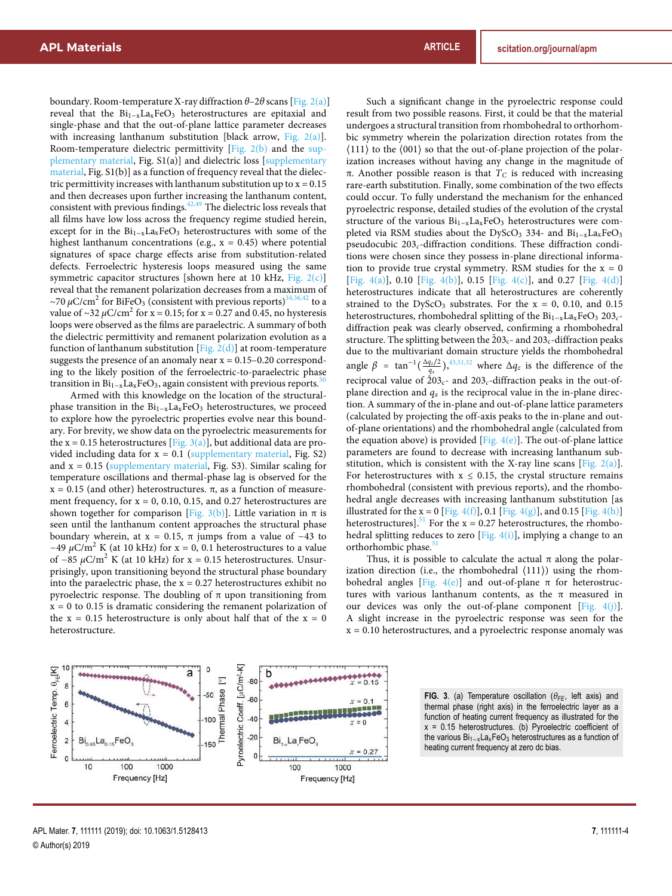boundary. Room-temperature X-ray diffraction $\theta$–$2\theta$ scans [Fig. 2(a)] reveal that the $Bi_{1-x}La_xFeO_3$ heterostructures are epitaxial and single-phase and that the out-of-plane lattice parameter decreases with increasing lanthanum substitution [black arrow, Fig. 2(a)]. Room-temperature dielectric permittivity [Fig. 2(b) and the supplementary material, Fig. S1(a)] and dielectric loss [supplementary material, Fig. S1(b)] as a function of frequency reveal that the dielectric permittivity increases with lanthanum substitution up to x = 0.15 and then decreases upon further increasing the lanthanum content, consistent with previous findings.[42,49] The dielectric loss reveals that all films have low loss across the frequency regime studied herein, except for in the $Bi_{1-x}La_xFeO_3$ heterostructures with some of the highest lanthanum concentrations (e.g., x = 0.45) where potential signatures of space charge effects arise from substitution-related defects. Ferroelectric hysteresis loops measured using the same symmetric capacitor structures [shown here at 10 kHz, Fig. 2(c)] reveal that the remanent polarization decreases from a maximum of ~70 $\mu C/cm^2$ for $BiFeO_3$ (consistent with previous reports)[34,36,42] to a value of ~32 $\mu C/cm^2$ for x = 0.15; for x = 0.27 and 0.45, no hysteresis loops were observed as the films are paraelectric. A summary of both the dielectric permittivity and remanent polarization evolution as a function of lanthanum substitution [Fig. 2(d)] at room-temperature suggests the presence of an anomaly near x = 0.15–0.20 corresponding to the likely position of the ferroelectric-to-paraelectric phase transition in $Bi_{1-x}La_xFeO_3$, again consistent with previous reports.[50]

Armed with this knowledge on the location of the structural-phase transition in the $Bi_{1-x}La_xFeO_3$ heterostructures, we proceed to explore how the pyroelectric properties evolve near this boundary. For brevity, we show data on the pyroelectric measurements for the x = 0.15 heterostructures [Fig. 3(a)], but additional data are provided including data for x = 0.1 (supplementary material, Fig. S2) and x = 0.15 (supplementary material, Fig. S3). Similar scaling for temperature oscillations and thermal-phase lag is observed for the x = 0.15 (and other) heterostructures. $\pi$, as a function of measurement frequency, for x = 0, 0.10, 0.15, and 0.27 heterostructures are shown together for comparison [Fig. 3(b)]. Little variation in $\pi$ is seen until the lanthanum content approaches the structural phase boundary wherein, at x = 0.15, $\pi$ jumps from a value of −43 to −49 $\mu C/m^2$ K (at 10 kHz) for x = 0, 0.1 heterostructures to a value of −85 $\mu C/m^2$ K (at 10 kHz) for x = 0.15 heterostructures. Unsurprisingly, upon transitioning beyond the structural phase boundary into the paraelectric phase, the x = 0.27 heterostructures exhibit no pyroelectric response. The doubling of $\pi$ upon transitioning from x = 0 to 0.15 is dramatic considering the remanent polarization of the x = 0.15 heterostructure is only about half that of the x = 0 heterostructure.

Such a significant change in the pyroelectric response could result from two possible reasons. First, it could be that the material undergoes a structural transition from rhombohedral to orthorhombic symmetry wherein the polarization direction rotates from the ⟨111⟩ to the ⟨001⟩ so that the out-of-plane projection of the polarization increases without having any change in the magnitude of $\pi$. Another possible reason is that $T_C$ is reduced with increasing rare-earth substitution. Finally, some combination of the two effects could occur. To fully understand the mechanism for the enhanced pyroelectric response, detailed studies of the evolution of the crystal structure of the various $Bi_{1-x}La_xFeO_3$ heterostructures were completed via RSM studies about the $DyScO_3$ 334- and $Bi_{1-x}La_xFeO_3$ pseudocubic $203_c$-diffraction conditions. These diffraction conditions were chosen since they possess in-plane directional information to provide true crystal symmetry. RSM studies for the x = 0 [Fig. 4(a)], 0.10 [Fig. 4(b)], 0.15 [Fig. 4(c)], and 0.27 [Fig. 4(d)] heterostructures indicate that all heterostructures are coherently strained to the $DyScO_3$ substrates. For the x = 0, 0.10, and 0.15 heterostructures, rhombohedral splitting of the $Bi_{1-x}La_xFeO_3$ $203_c$-diffraction peak was clearly observed, confirming a rhombohedral structure. The splitting between the $\bar{2}03_c$- and $203_c$-diffraction peaks due to the multivariant domain structure yields the rhombohedral angle $\beta = \tan^{-1}\left(\frac{\Delta q_z/2}{q_x}\right)$,[43,51,52] where $\Delta q_z$ is the difference of the reciprocal value of $\bar{2}03_c$- and $203_c$-diffraction peaks in the out-of-plane direction and $q_x$ is the reciprocal value in the in-plane direction. A summary of the in-plane and out-of-plane lattice parameters (calculated by projecting the off-axis peaks to the in-plane and out-of-plane orientations) and the rhombohedral angle (calculated from the equation above) is provided [Fig. 4(e)]. The out-of-plane lattice parameters are found to decrease with increasing lanthanum substitution, which is consistent with the X-ray line scans [Fig. 2(a)]. For heterostructures with x ≤ 0.15, the crystal structure remains rhombohedral (consistent with previous reports), and the rhombohedral angle decreases with increasing lanthanum substitution [as illustrated for the x = 0 [Fig. 4(f)], 0.1 [Fig. 4(g)], and 0.15 [Fig. 4(h)] heterostructures].[51] For the x = 0.27 heterostructures, the rhombohedral splitting reduces to zero [Fig. 4(i)], implying a change to an orthorhombic phase.[51]

Thus, it is possible to calculate the actual $\pi$ along the polarization direction (i.e., the rhombohedral ⟨111⟩) using the rhombohedral angles [Fig. 4(e)] and out-of-plane $\pi$ for heterostructures with various lanthanum contents, as the $\pi$ measured in our devices was only the out-of-plane component [Fig. 4(j)]. A slight increase in the pyroelectric response was seen for the x = 0.10 heterostructures, and a pyroelectric response anomaly was

**FIG. 3.** (a) Temperature oscillation ($\theta_{FE}$, left axis) and thermal phase (right axis) in the ferroelectric layer as a function of heating current frequency as illustrated for the x = 0.15 heterostructures. (b) Pyroelectric coefficient of the various $Bi_{1-x}La_xFeO_3$ heterostructures as a function of heating current frequency at zero dc bias.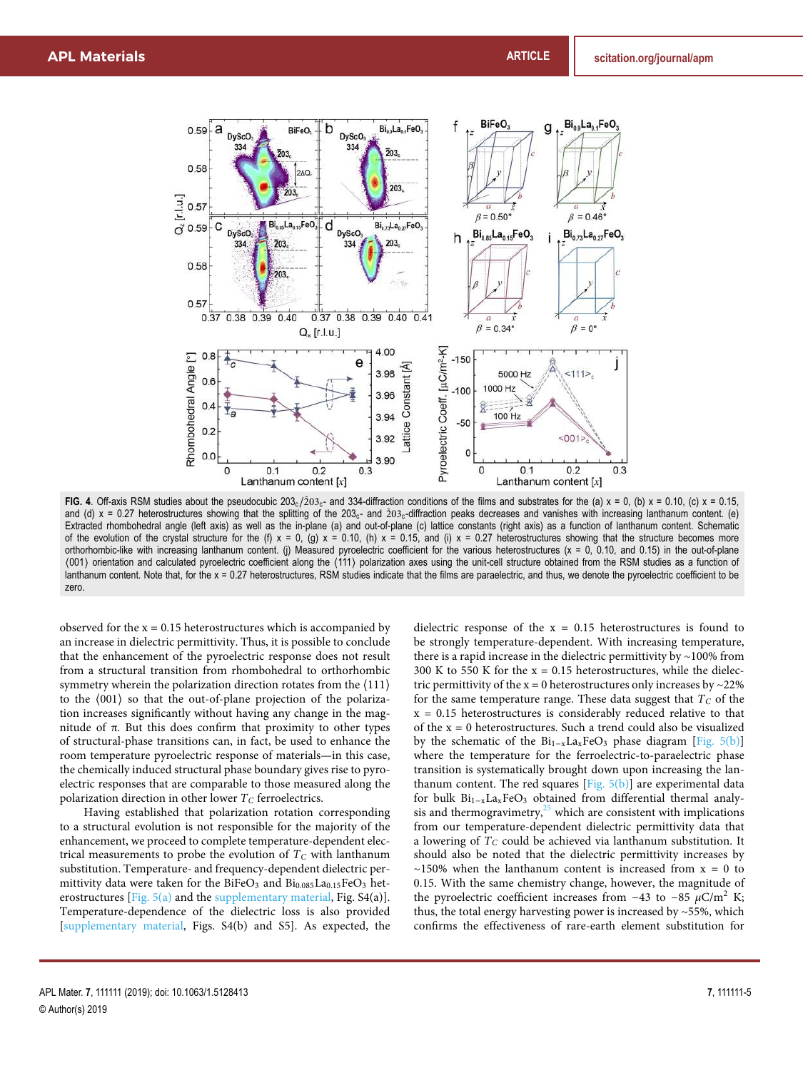FIG. 4. Off-axis RSM studies about the pseudocubic $203_c/\bar{2}03_c$- and 334-diffraction conditions of the films and substrates for the (a) x = 0, (b) x = 0.10, (c) x = 0.15, and (d) x = 0.27 heterostructures showing that the splitting of the $203_c$- and $\bar{2}03_c$-diffraction peaks decreases and vanishes with increasing lanthanum content. (e) Extracted rhombohedral angle (left axis) as well as the in-plane (a) and out-of-plane (c) lattice constants (right axis) as a function of lanthanum content. Schematic of the evolution of the crystal structure for the (f) x = 0, (g) x = 0.10, (h) x = 0.15, and (i) x = 0.27 heterostructures showing that the structure becomes more orthorhombic-like with increasing lanthanum content. (j) Measured pyroelectric coefficient for the various heterostructures (x = 0, 0.10, and 0.15) in the out-of-plane ⟨001⟩ orientation and calculated pyroelectric coefficient along the ⟨111⟩ polarization axes using the unit-cell structure obtained from the RSM studies as a function of lanthanum content. Note that, for the x = 0.27 heterostructures, RSM studies indicate that the films are paraelectric, and thus, we denote the pyroelectric coefficient to be zero.

observed for the x = 0.15 heterostructures which is accompanied by an increase in dielectric permittivity. Thus, it is possible to conclude that the enhancement of the pyroelectric response does not result from a structural transition from rhombohedral to orthorhombic symmetry wherein the polarization direction rotates from the ⟨111⟩ to the ⟨001⟩ so that the out-of-plane projection of the polarization increases significantly without having any change in the magnitude of π. But this does confirm that proximity to other types of structural-phase transitions can, in fact, be used to enhance the room temperature pyroelectric response of materials—in this case, the chemically induced structural phase boundary gives rise to pyroelectric responses that are comparable to those measured along the polarization direction in other lower $T_C$ ferroelectrics.

Having established that polarization rotation corresponding to a structural evolution is not responsible for the majority of the enhancement, we proceed to complete temperature-dependent electrical measurements to probe the evolution of $T_C$ with lanthanum substitution. Temperature- and frequency-dependent dielectric permittivity data were taken for the $BiFeO_3$ and $Bi_{0.085}La_{0.15}FeO_3$ heterostructures [Fig. 5(a) and the supplementary material, Fig. S4(a)]. Temperature-dependence of the dielectric loss is also provided [supplementary material, Figs. S4(b) and S5]. As expected, the dielectric response of the x = 0.15 heterostructures is found to be strongly temperature-dependent. With increasing temperature, there is a rapid increase in the dielectric permittivity by ∼100% from 300 K to 550 K for the x = 0.15 heterostructures, while the dielectric permittivity of the x = 0 heterostructures only increases by ∼22% for the same temperature range. These data suggest that $T_C$ of the x = 0.15 heterostructures is considerably reduced relative to that of the x = 0 heterostructures. Such a trend could also be visualized by the schematic of the $Bi_{1-x}La_xFeO_3$ phase diagram [Fig. 5(b)] where the temperature for the ferroelectric-to-paraelectric phase transition is systematically brought down upon increasing the lanthanum content. The red squares [Fig. 5(b)] are experimental data for bulk $Bi_{1-x}La_xFeO_3$ obtained from differential thermal analysis and thermogravimetry,[25] which are consistent with implications from our temperature-dependent dielectric permittivity data that a lowering of $T_C$ could be achieved via lanthanum substitution. It should also be noted that the dielectric permittivity increases by ∼150% when the lanthanum content is increased from x = 0 to 0.15. With the same chemistry change, however, the magnitude of the pyroelectric coefficient increases from −43 to −85 μC/m$^2$ K; thus, the total energy harvesting power is increased by ∼55%, which confirms the effectiveness of rare-earth element substitution for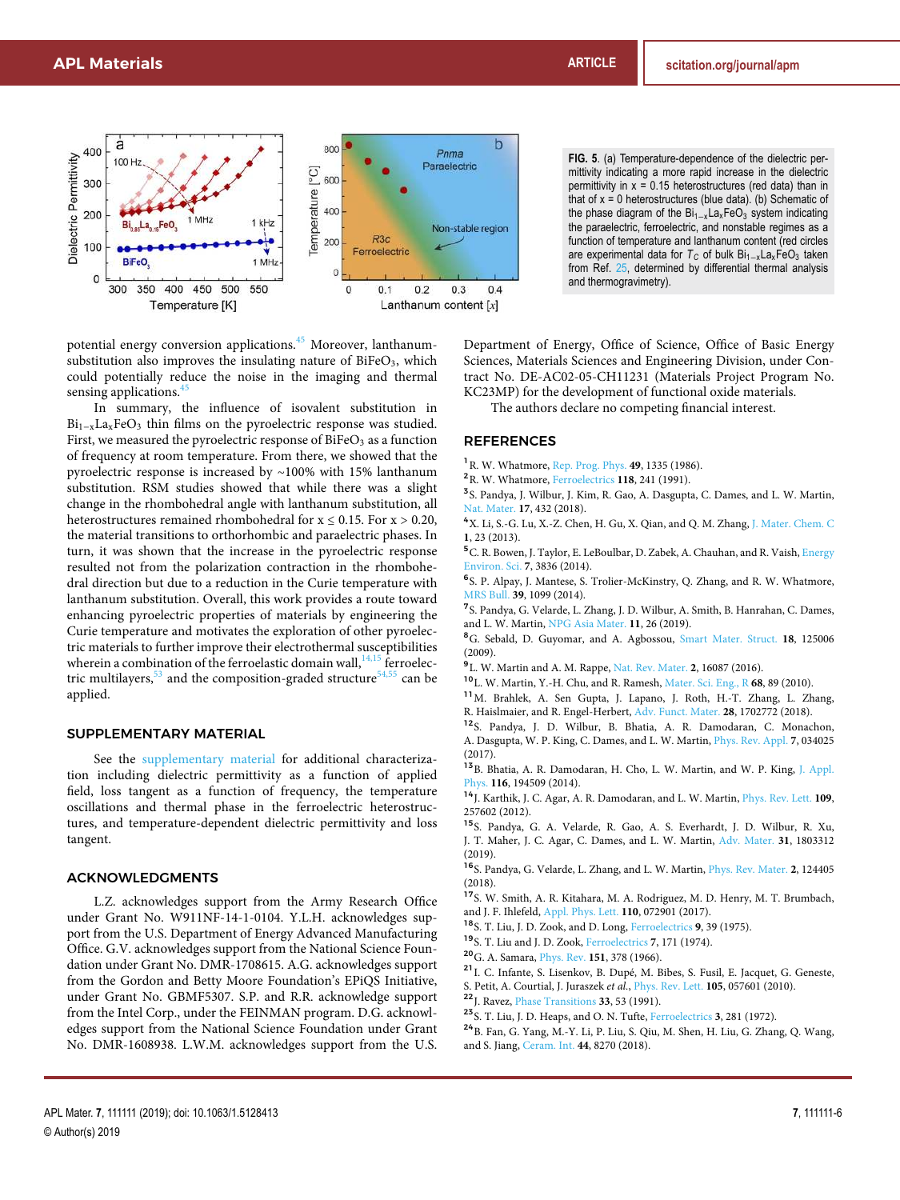FIG. 5. (a) Temperature-dependence of the dielectric permittivity indicating a more rapid increase in the dielectric permittivity in x = 0.15 heterostructures (red data) than in that of x = 0 heterostructures (blue data). (b) Schematic of the phase diagram of the $Bi_{1-x}La_xFeO_3$ system indicating the paraelectric, ferroelectric, and nonstable regimes as a function of temperature and lanthanum content (red circles are experimental data for $T_C$ of bulk $Bi_{1-x}La_xFeO_3$ taken from Ref. 25, determined by differential thermal analysis and thermogravimetry).

potential energy conversion applications.[45] Moreover, lanthanum-substitution also improves the insulating nature of $BiFeO_3$, which could potentially reduce the noise in the imaging and thermal sensing applications.[45]

In summary, the influence of isovalent substitution in $Bi_{1-x}La_xFeO_3$ thin films on the pyroelectric response was studied. First, we measured the pyroelectric response of $BiFeO_3$ as a function of frequency at room temperature. From there, we showed that the pyroelectric response is increased by ~100% with 15% lanthanum substitution. RSM studies showed that while there was a slight change in the rhombohedral angle with lanthanum substitution, all heterostructures remained rhombohedral for x ≤ 0.15. For x > 0.20, the material transitions to orthorhombic and paraelectric phases. In turn, it was shown that the increase in the pyroelectric response resulted not from the polarization contraction in the rhombohedral direction but due to a reduction in the Curie temperature with lanthanum substitution. Overall, this work provides a route toward enhancing pyroelectric properties of materials by engineering the Curie temperature and motivates the exploration of other pyroelectric materials to further improve their electrothermal susceptibilities wherein a combination of the ferroelastic domain wall,[14,15] ferroelectric multilayers,[53] and the composition-graded structure[54,55] can be applied.

## SUPPLEMENTARY MATERIAL

See the supplementary material for additional characterization including dielectric permittivity as a function of applied field, loss tangent as a function of frequency, the temperature oscillations and thermal phase in the ferroelectric heterostructures, and temperature-dependent dielectric permittivity and loss tangent.

## ACKNOWLEDGMENTS

L.Z. acknowledges support from the Army Research Office under Grant No. W911NF-14-1-0104. Y.L.H. acknowledges support from the U.S. Department of Energy Advanced Manufacturing Office. G.V. acknowledges support from the National Science Foundation under Grant No. DMR-1708615. A.G. acknowledges support from the Gordon and Betty Moore Foundation's EPiQS Initiative, under Grant No. GBMF5307. S.P. and R.R. acknowledge support from the Intel Corp., under the FEINMAN program. D.G. acknowledges support from the National Science Foundation under Grant No. DMR-1608938. L.W.M. acknowledges support from the U.S. Department of Energy, Office of Science, Office of Basic Energy Sciences, Materials Sciences and Engineering Division, under Contract No. DE-AC02-05-CH11231 (Materials Project Program No. KC23MP) for the development of functional oxide materials.

The authors declare no competing financial interest.

## REFERENCES

[1] R. W. Whatmore, Rep. Prog. Phys. **49**, 1335 (1986).
[2] R. W. Whatmore, Ferroelectrics **118**, 241 (1991).
[3] S. Pandya, J. Wilbur, J. Kim, R. Gao, A. Dasgupta, C. Dames, and L. W. Martin, Nat. Mater. **17**, 432 (2018).
[4] X. Li, S.-G. Lu, X.-Z. Chen, H. Gu, X. Qian, and Q. M. Zhang, J. Mater. Chem. C **1**, 23 (2013).
[5] C. R. Bowen, J. Taylor, E. LeBoulbar, D. Zabek, A. Chauhan, and R. Vaish, Energy Environ. Sci. **7**, 3836 (2014).
[6] S. P. Alpay, J. Mantese, S. Trolier-McKinstry, Q. Zhang, and R. W. Whatmore, MRS Bull. **39**, 1099 (2014).
[7] S. Pandya, G. Velarde, L. Zhang, J. D. Wilbur, A. Smith, B. Hanrahan, C. Dames, and L. W. Martin, NPG Asia Mater. **11**, 26 (2019).
[8] G. Sebald, D. Guyomar, and A. Agbossou, Smart Mater. Struct. **18**, 125006 (2009).
[9] L. W. Martin and A. M. Rappe, Nat. Rev. Mater. **2**, 16087 (2016).
[10] L. W. Martin, Y.-H. Chu, and R. Ramesh, Mater. Sci. Eng., R **68**, 89 (2010).
[11] M. Brahlek, A. Sen Gupta, J. Lapano, J. Roth, H.-T. Zhang, L. Zhang, R. Haislmaier, and R. Engel-Herbert, Adv. Funct. Mater. **28**, 1702772 (2018).
[12] S. Pandya, J. D. Wilbur, B. Bhatia, A. R. Damodaran, C. Monachon, A. Dasgupta, W. P. King, C. Dames, and L. W. Martin, Phys. Rev. Appl. **7**, 034025 (2017).
[13] B. Bhatia, A. R. Damodaran, H. Cho, L. W. Martin, and W. P. King, J. Appl. Phys. **116**, 194509 (2014).
[14] J. Karthik, J. C. Agar, A. R. Damodaran, and L. W. Martin, Phys. Rev. Lett. **109**, 257602 (2012).
[15] S. Pandya, G. A. Velarde, R. Gao, A. S. Everhardt, J. D. Wilbur, R. Xu, J. T. Maher, J. C. Agar, C. Dames, and L. W. Martin, Adv. Mater. **31**, 1803312 (2019).
[16] S. Pandya, G. Velarde, L. Zhang, and L. W. Martin, Phys. Rev. Mater. **2**, 124405 (2018).
[17] S. W. Smith, A. R. Kitahara, M. A. Rodriguez, M. D. Henry, M. T. Brumbach, and J. F. Ihlefeld, Appl. Phys. Lett. **110**, 072901 (2017).
[18] S. T. Liu, J. D. Zook, and D. Long, Ferroelectrics **9**, 39 (1975).
[19] S. T. Liu and J. D. Zook, Ferroelectrics **7**, 171 (1974).
[20] G. A. Samara, Phys. Rev. **151**, 378 (1966).
[21] I. C. Infante, S. Lisenkov, B. Dupé, M. Bibes, S. Fusil, E. Jacquet, G. Geneste, S. Petit, A. Courtial, J. Juraszek *et al.*, Phys. Rev. Lett. **105**, 057601 (2010).
[22] J. Ravez, Phase Transitions **33**, 53 (1991).
[23] S. T. Liu, J. D. Heaps, and O. N. Tufte, Ferroelectrics **3**, 281 (1972).
[24] B. Fan, G. Yang, M.-Y. Li, P. Liu, S. Qiu, M. Shen, H. Liu, G. Zhang, Q. Wang, and S. Jiang, Ceram. Int. **44**, 8270 (2018).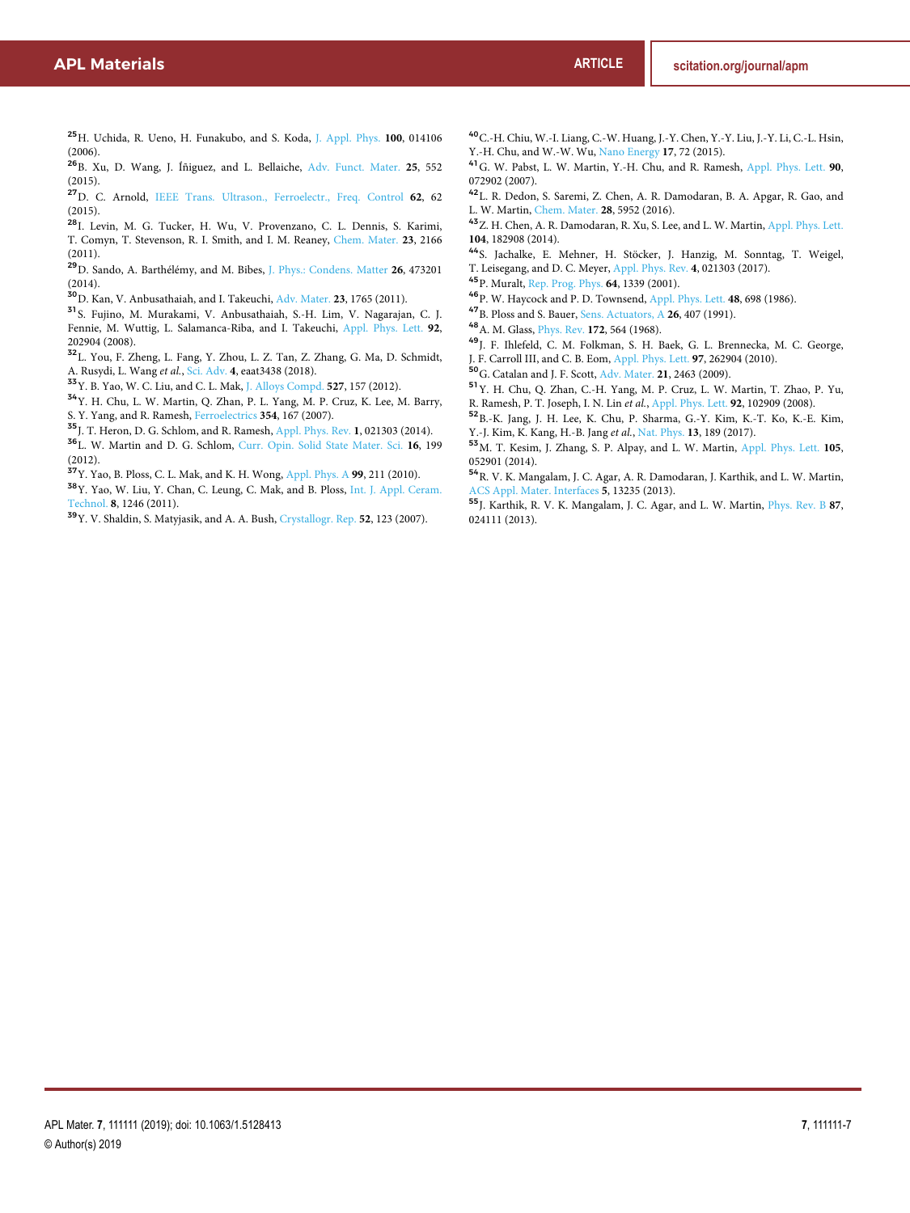[25] H. Uchida, R. Ueno, H. Funakubo, and S. Koda, J. Appl. Phys. **100**, 014106 (2006).

[26] B. Xu, D. Wang, J. Íñiguez, and L. Bellaiche, Adv. Funct. Mater. **25**, 552 (2015).

[27] D. C. Arnold, IEEE Trans. Ultrason., Ferroelectr., Freq. Control **62**, 62 (2015).

[28] I. Levin, M. G. Tucker, H. Wu, V. Provenzano, C. L. Dennis, S. Karimi, T. Comyn, T. Stevenson, R. I. Smith, and I. M. Reaney, Chem. Mater. **23**, 2166 (2011).

[29] D. Sando, A. Barthélémy, and M. Bibes, J. Phys.: Condens. Matter **26**, 473201 (2014).

[30] D. Kan, V. Anbusathaiah, and I. Takeuchi, Adv. Mater. **23**, 1765 (2011).

[31] S. Fujino, M. Murakami, V. Anbusathaiah, S.-H. Lim, V. Nagarajan, C. J. Fennie, M. Wuttig, L. Salamanca-Riba, and I. Takeuchi, Appl. Phys. Lett. **92**, 202904 (2008).

[32] L. You, F. Zheng, L. Fang, Y. Zhou, L. Z. Tan, Z. Zhang, G. Ma, D. Schmidt, A. Rusydi, L. Wang *et al.*, Sci. Adv. **4**, eaat3438 (2018).

[33] Y. B. Yao, W. C. Liu, and C. L. Mak, J. Alloys Compd. **527**, 157 (2012).

[34] Y. H. Chu, L. W. Martin, Q. Zhan, P. L. Yang, M. P. Cruz, K. Lee, M. Barry, S. Y. Yang, and R. Ramesh, Ferroelectrics **354**, 167 (2007).

[35] J. T. Heron, D. G. Schlom, and R. Ramesh, Appl. Phys. Rev. **1**, 021303 (2014).

[36] L. W. Martin and D. G. Schlom, Curr. Opin. Solid State Mater. Sci. **16**, 199 (2012).

[37] Y. Yao, B. Ploss, C. L. Mak, and K. H. Wong, Appl. Phys. A **99**, 211 (2010).

[38] Y. Yao, W. Liu, Y. Chan, C. Leung, C. Mak, and B. Ploss, Int. J. Appl. Ceram. Technol. **8**, 1246 (2011).

[39] Y. V. Shaldin, S. Matyjasik, and A. A. Bush, Crystallogr. Rep. **52**, 123 (2007).

[40] C.-H. Chiu, W.-I. Liang, C.-W. Huang, J.-Y. Chen, Y.-Y. Liu, J.-Y. Li, C.-L. Hsin, Y.-H. Chu, and W.-W. Wu, Nano Energy **17**, 72 (2015).

[41] G. W. Pabst, L. W. Martin, Y.-H. Chu, and R. Ramesh, Appl. Phys. Lett. **90**, 072902 (2007).

[42] L. R. Dedon, S. Saremi, Z. Chen, A. R. Damodaran, B. A. Apgar, R. Gao, and L. W. Martin, Chem. Mater. **28**, 5952 (2016).

[43] Z. H. Chen, A. R. Damodaran, R. Xu, S. Lee, and L. W. Martin, Appl. Phys. Lett. **104**, 182908 (2014).

[44] S. Jachalke, E. Mehner, H. Stöcker, J. Hanzig, M. Sonntag, T. Weigel, T. Leisegang, and D. C. Meyer, Appl. Phys. Rev. **4**, 021303 (2017).

[45] P. Muralt, Rep. Prog. Phys. **64**, 1339 (2001).

[46] P. W. Haycock and P. D. Townsend, Appl. Phys. Lett. **48**, 698 (1986).

[47] B. Ploss and S. Bauer, Sens. Actuators, A **26**, 407 (1991).

[48] A. M. Glass, Phys. Rev. **172**, 564 (1968).

[49] J. F. Ihlefeld, C. M. Folkman, S. H. Baek, G. L. Brennecka, M. C. George, J. F. Carroll III, and C. B. Eom, Appl. Phys. Lett. **97**, 262904 (2010).

[50] G. Catalan and J. F. Scott, Adv. Mater. **21**, 2463 (2009).

[51] Y. H. Chu, Q. Zhan, C.-H. Yang, M. P. Cruz, L. W. Martin, T. Zhao, P. Yu, R. Ramesh, P. T. Joseph, I. N. Lin *et al.*, Appl. Phys. Lett. **92**, 102909 (2008).

[52] B.-K. Jang, J. H. Lee, K. Chu, P. Sharma, G.-Y. Kim, K.-T. Ko, K.-E. Kim, Y.-J. Kim, K. Kang, H.-B. Jang *et al.*, Nat. Phys. **13**, 189 (2017).

[53] M. T. Kesim, J. Zhang, S. P. Alpay, and L. W. Martin, Appl. Phys. Lett. **105**, 052901 (2014).

[54] R. V. K. Mangalam, J. C. Agar, A. R. Damodaran, J. Karthik, and L. W. Martin, ACS Appl. Mater. Interfaces **5**, 13235 (2013).

[55] J. Karthik, R. V. K. Mangalam, J. C. Agar, and L. W. Martin, Phys. Rev. B **87**, 024111 (2013).